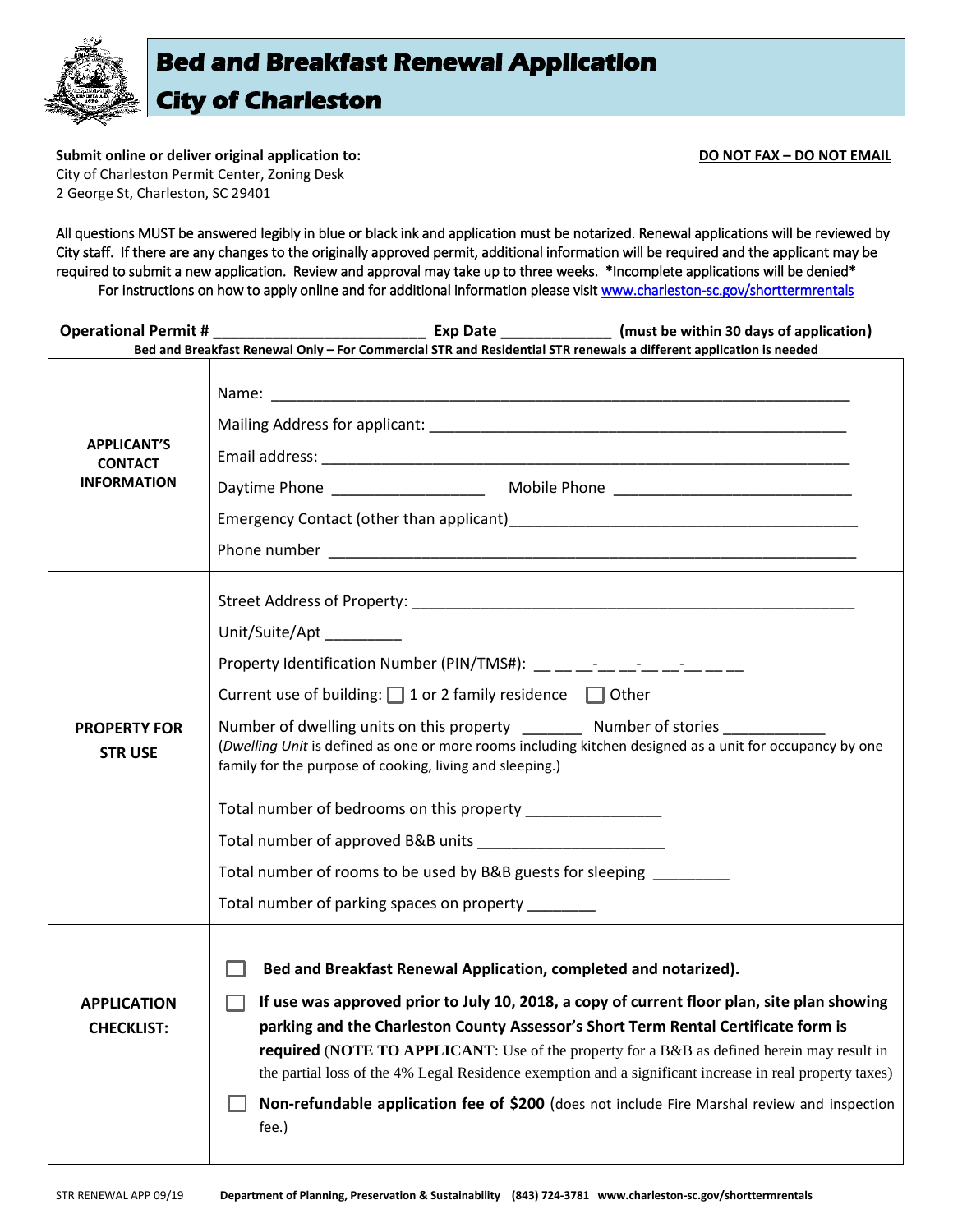# Bed and Breakfast Renewal Application
# City of Charleston

**Submit online or deliver original application to:**
City of Charleston Permit Center, Zoning Desk
2 George St, Charleston, SC 29401

**DO NOT FAX – DO NOT EMAIL**

All questions MUST be answered legibly in blue or black ink and application must be notarized. Renewal applications will be reviewed by City staff. If there are any changes to the originally approved permit, additional information will be required and the applicant may be required to submit a new application. Review and approval may take up to three weeks. **\*Incomplete applications will be denied\***
For instructions on how to apply online and for additional information please visit www.charleston-sc.gov/shorttermrentals

**Operational Permit #** ________________________ **Exp Date** ____________ **(must be within 30 days of application)**

**Bed and Breakfast Renewal Only – For Commercial STR and Residential STR renewals a different application is needed**

| | |
|---|---|
| **APPLICANT'S CONTACT INFORMATION** | Name: ________________________________________<br>Mailing Address for applicant: ________________________________<br>Email address: ________________________________________<br>Daytime Phone ________________ Mobile Phone ________________________<br>Emergency Contact (other than applicant)________________________________<br>Phone number ________________________________________ |
| **PROPERTY FOR STR USE** | Street Address of Property: ________________________________<br>Unit/Suite/Apt _________<br>Property Identification Number (PIN/TMS#): __ __ __-__ __-__ __-__ __ __<br>Current use of building: ☐ 1 or 2 family residence ☐ Other<br>Number of dwelling units on this property _______ Number of stories ___________<br>(*Dwelling Unit* is defined as one or more rooms including kitchen designed as a unit for occupancy by one family for the purpose of cooking, living and sleeping.)<br>Total number of bedrooms on this property _______________<br>Total number of approved B&B units _____________________<br>Total number of rooms to be used by B&B guests for sleeping _________<br>Total number of parking spaces on property ________ |
| **APPLICATION CHECKLIST:** | ☐ **Bed and Breakfast Renewal Application, completed and notarized).**<br>☐ **If use was approved prior to July 10, 2018, a copy of current floor plan, site plan showing parking and the Charleston County Assessor's Short Term Rental Certificate form is required** (**NOTE TO APPLICANT**: Use of the property for a B&B as defined herein may result in the partial loss of the 4% Legal Residence exemption and a significant increase in real property taxes)<br>☐ **Non-refundable application fee of $200** (does not include Fire Marshal review and inspection fee.) |

STR RENEWAL APP 09/19 **Department of Planning, Preservation & Sustainability (843) 724-3781 www.charleston-sc.gov/shorttermrentals**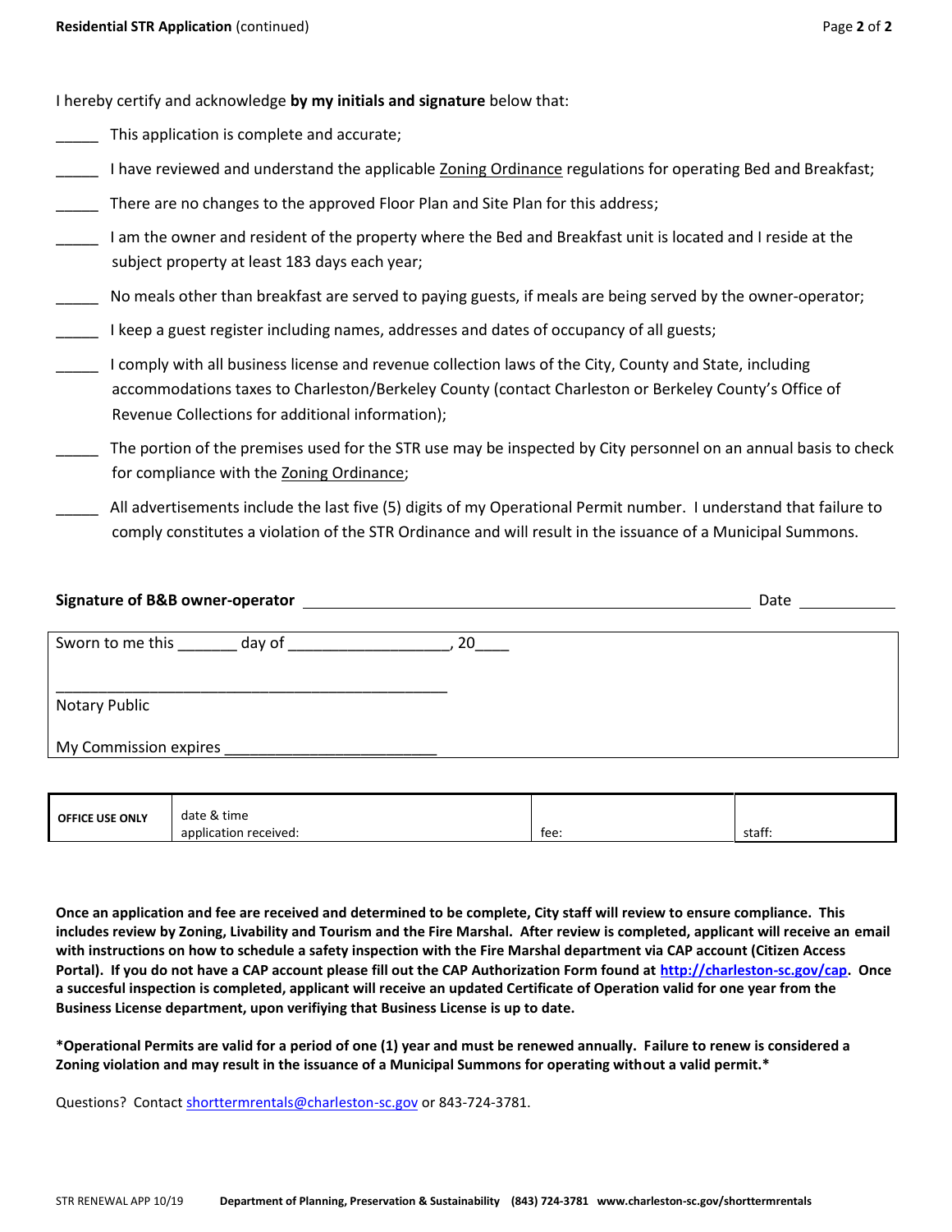I hereby certify and acknowledge **by my initials and signature** below that:

_____ This application is complete and accurate;

_____ I have reviewed and understand the applicable Zoning Ordinance regulations for operating Bed and Breakfast;

_____ There are no changes to the approved Floor Plan and Site Plan for this address;

_____ I am the owner and resident of the property where the Bed and Breakfast unit is located and I reside at the subject property at least 183 days each year;

_____ No meals other than breakfast are served to paying guests, if meals are being served by the owner-operator;

_____ I keep a guest register including names, addresses and dates of occupancy of all guests;

_____ I comply with all business license and revenue collection laws of the City, County and State, including accommodations taxes to Charleston/Berkeley County (contact Charleston or Berkeley County's Office of Revenue Collections for additional information);

_____ The portion of the premises used for the STR use may be inspected by City personnel on an annual basis to check for compliance with the Zoning Ordinance;

_____ All advertisements include the last five (5) digits of my Operational Permit number. I understand that failure to comply constitutes a violation of the STR Ordinance and will result in the issuance of a Municipal Summons.

**Signature of B&B owner-operator** ________________________________________ Date ____________

Sworn to me this _______ day of ___________________, 20____

_______________________________________________

Notary Public

My Commission expires _________________________

| **OFFICE USE ONLY** | date & time application received: | fee: | staff: |
|---|---|---|---|

**Once an application and fee are received and determined to be complete, City staff will review to ensure compliance. This includes review by Zoning, Livability and Tourism and the Fire Marshal. After review is completed, applicant will receive an email with instructions on how to schedule a safety inspection with the Fire Marshal department via CAP account (Citizen Access Portal). If you do not have a CAP account please fill out the CAP Authorization Form found at http://charleston-sc.gov/cap. Once a succesful inspection is completed, applicant will receive an updated Certificate of Operation valid for one year from the Business License department, upon verifiying that Business License is up to date.**

**\*Operational Permits are valid for a period of one (1) year and must be renewed annually. Failure to renew is considered a Zoning violation and may result in the issuance of a Municipal Summons for operating without a valid permit.\***

Questions? Contact shorttermrentals@charleston-sc.gov or 843-724-3781.